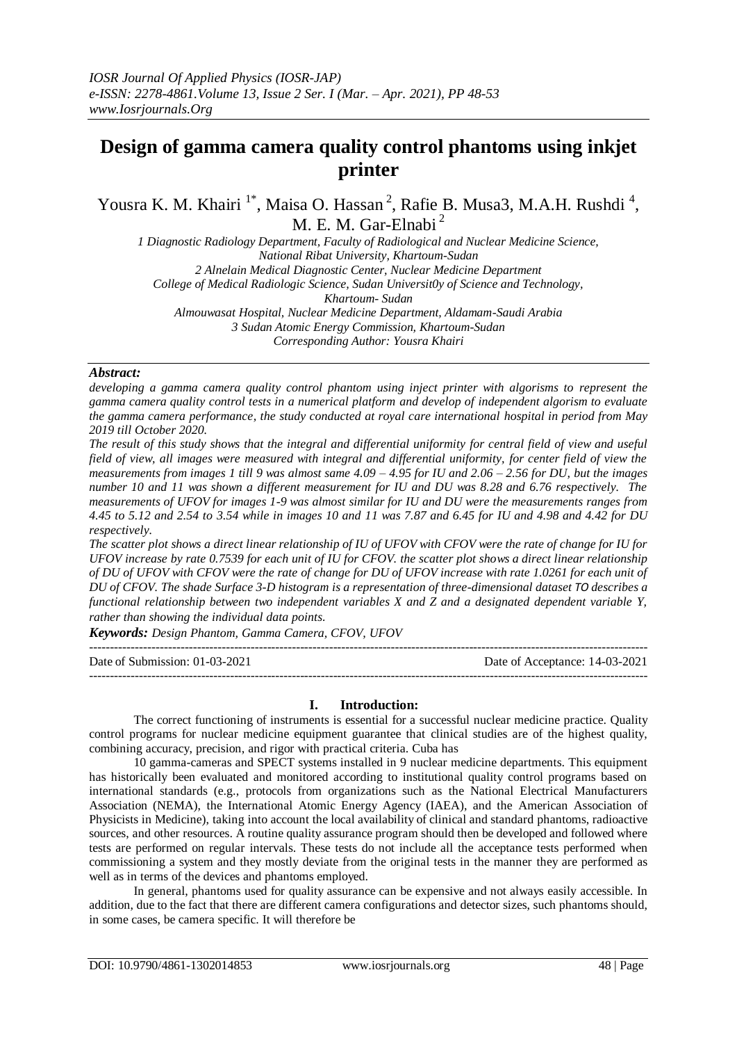# Design of gamma camera quality control phantoms using inkjet printer

Yousra K. M. Khairi [1*], Maisa O. Hassan [2], Rafie B. Musa3, M.A.H. Rushdi [4], M. E. M. Gar-Elnabi [2]

1 Diagnostic Radiology Department, Faculty of Radiological and Nuclear Medicine Science, National Ribat University, Khartoum-Sudan
2 Alnelain Medical Diagnostic Center, Nuclear Medicine Department
College of Medical Radiologic Science, Sudan Universit0y of Science and Technology, Khartoum- Sudan
Almouwasat Hospital, Nuclear Medicine Department, Aldamam-Saudi Arabia
3 Sudan Atomic Energy Commission, Khartoum-Sudan
Corresponding Author: Yousra Khairi

***Abstract:***

*developing a gamma camera quality control phantom using inject printer with algorisms to represent the gamma camera quality control tests in a numerical platform and develop of independent algorism to evaluate the gamma camera performance, the study conducted at royal care international hospital in period from May 2019 till October 2020.*

*The result of this study shows that the integral and differential uniformity for central field of view and useful field of view, all images were measured with integral and differential uniformity, for center field of view the measurements from images 1 till 9 was almost same 4.09 – 4.95 for IU and 2.06 – 2.56 for DU, but the images number 10 and 11 was shown a different measurement for IU and DU was 8.28 and 6.76 respectively. The measurements of UFOV for images 1-9 was almost similar for IU and DU were the measurements ranges from 4.45 to 5.12 and 2.54 to 3.54 while in images 10 and 11 was 7.87 and 6.45 for IU and 4.98 and 4.42 for DU respectively.*

*The scatter plot shows a direct linear relationship of IU of UFOV with CFOV were the rate of change for IU for UFOV increase by rate 0.7539 for each unit of IU for CFOV. the scatter plot shows a direct linear relationship of DU of UFOV with CFOV were the rate of change for DU of UFOV increase with rate 1.0261 for each unit of DU of CFOV. The shade Surface 3-D histogram is a representation of three-dimensional dataset TO describes a functional relationship between two independent variables X and Z and a designated dependent variable Y, rather than showing the individual data points.*

***Keywords:*** *Design Phantom, Gamma Camera, CFOV, UFOV*

---

Date of Submission: 01-03-2021 | Date of Acceptance: 14-03-2021

---

## I. Introduction:

The correct functioning of instruments is essential for a successful nuclear medicine practice. Quality control programs for nuclear medicine equipment guarantee that clinical studies are of the highest quality, combining accuracy, precision, and rigor with practical criteria. Cuba has

10 gamma-cameras and SPECT systems installed in 9 nuclear medicine departments. This equipment has historically been evaluated and monitored according to institutional quality control programs based on international standards (e.g., protocols from organizations such as the National Electrical Manufacturers Association (NEMA), the International Atomic Energy Agency (IAEA), and the American Association of Physicists in Medicine), taking into account the local availability of clinical and standard phantoms, radioactive sources, and other resources. A routine quality assurance program should then be developed and followed where tests are performed on regular intervals. These tests do not include all the acceptance tests performed when commissioning a system and they mostly deviate from the original tests in the manner they are performed as well as in terms of the devices and phantoms employed.

In general, phantoms used for quality assurance can be expensive and not always easily accessible. In addition, due to the fact that there are different camera configurations and detector sizes, such phantoms should, in some cases, be camera specific. It will therefore be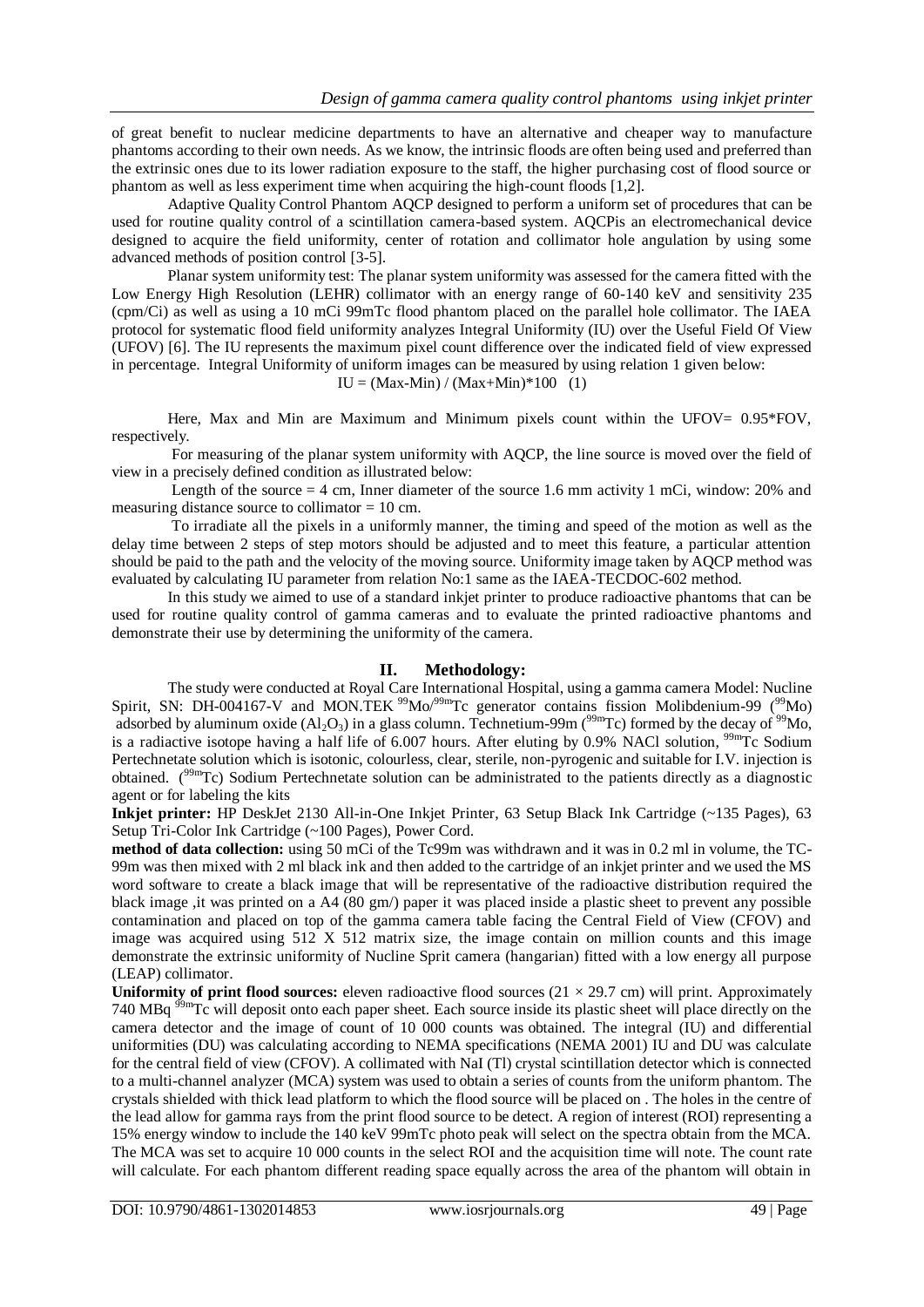of great benefit to nuclear medicine departments to have an alternative and cheaper way to manufacture phantoms according to their own needs. As we know, the intrinsic floods are often being used and preferred than the extrinsic ones due to its lower radiation exposure to the staff, the higher purchasing cost of flood source or phantom as well as less experiment time when acquiring the high-count floods [1,2].

Adaptive Quality Control Phantom AQCP designed to perform a uniform set of procedures that can be used for routine quality control of a scintillation camera-based system. AQCPis an electromechanical device designed to acquire the field uniformity, center of rotation and collimator hole angulation by using some advanced methods of position control [3-5].

Planar system uniformity test: The planar system uniformity was assessed for the camera fitted with the Low Energy High Resolution (LEHR) collimator with an energy range of 60-140 keV and sensitivity 235 (cpm/Ci) as well as using a 10 mCi 99mTc flood phantom placed on the parallel hole collimator. The IAEA protocol for systematic flood field uniformity analyzes Integral Uniformity (IU) over the Useful Field Of View (UFOV) [6]. The IU represents the maximum pixel count difference over the indicated field of view expressed in percentage. Integral Uniformity of uniform images can be measured by using relation 1 given below:

$$IU = (Max-Min) / (Max+Min)*100 \quad (1)$$

Here, Max and Min are Maximum and Minimum pixels count within the UFOV= 0.95*FOV, respectively.

For measuring of the planar system uniformity with AQCP, the line source is moved over the field of view in a precisely defined condition as illustrated below:

Length of the source = 4 cm, Inner diameter of the source 1.6 mm activity 1 mCi, window: 20% and measuring distance source to collimator = 10 cm.

To irradiate all the pixels in a uniformly manner, the timing and speed of the motion as well as the delay time between 2 steps of step motors should be adjusted and to meet this feature, a particular attention should be paid to the path and the velocity of the moving source. Uniformity image taken by AQCP method was evaluated by calculating IU parameter from relation No:1 same as the IAEA-TECDOC-602 method.

In this study we aimed to use of a standard inkjet printer to produce radioactive phantoms that can be used for routine quality control of gamma cameras and to evaluate the printed radioactive phantoms and demonstrate their use by determining the uniformity of the camera.

## II. Methodology:

The study were conducted at Royal Care International Hospital, using a gamma camera Model: Nucline Spirit, SN: DH-004167-V and MON.TEK $^{99}$Mo/$^{99m}$Tc generator contains fission Molibdenium-99 ($^{99}$Mo) adsorbed by aluminum oxide ($Al_2O_3$) in a glass column. Technetium-99m ($^{99m}$Tc) formed by the decay of $^{99}$Mo, is a radiactive isotope having a half life of 6.007 hours. After eluting by 0.9% NACl solution, $^{99m}$Tc Sodium Pertechnetate solution which is isotonic, colourless, clear, sterile, non-pyrogenic and suitable for I.V. injection is obtained. ($^{99m}$Tc) Sodium Pertechnetate solution can be administrated to the patients directly as a diagnostic agent or for labeling the kits

**Inkjet printer:** HP DeskJet 2130 All-in-One Inkjet Printer, 63 Setup Black Ink Cartridge (~135 Pages), 63 Setup Tri-Color Ink Cartridge (~100 Pages), Power Cord.

**method of data collection:** using 50 mCi of the Tc99m was withdrawn and it was in 0.2 ml in volume, the TC-99m was then mixed with 2 ml black ink and then added to the cartridge of an inkjet printer and we used the MS word software to create a black image that will be representative of the radioactive distribution required the black image ,it was printed on a A4 (80 gm/) paper it was placed inside a plastic sheet to prevent any possible contamination and placed on top of the gamma camera table facing the Central Field of View (CFOV) and image was acquired using 512 X 512 matrix size, the image contain on million counts and this image demonstrate the extrinsic uniformity of Nucline Sprit camera (hangarian) fitted with a low energy all purpose (LEAP) collimator.

**Uniformity of print flood sources:** eleven radioactive flood sources (21 × 29.7 cm) will print. Approximately 740 MBq $^{99m}$Tc will deposit onto each paper sheet. Each source inside its plastic sheet will place directly on the camera detector and the image of count of 10 000 counts was obtained. The integral (IU) and differential uniformities (DU) was calculating according to NEMA specifications (NEMA 2001) IU and DU was calculate for the central field of view (CFOV). A collimated with NaI (Tl) crystal scintillation detector which is connected to a multi-channel analyzer (MCA) system was used to obtain a series of counts from the uniform phantom. The crystals shielded with thick lead platform to which the flood source will be placed on . The holes in the centre of the lead allow for gamma rays from the print flood source to be detect. A region of interest (ROI) representing a 15% energy window to include the 140 keV 99mTc photo peak will select on the spectra obtain from the MCA. The MCA was set to acquire 10 000 counts in the select ROI and the acquisition time will note. The count rate will calculate. For each phantom different reading space equally across the area of the phantom will obtain in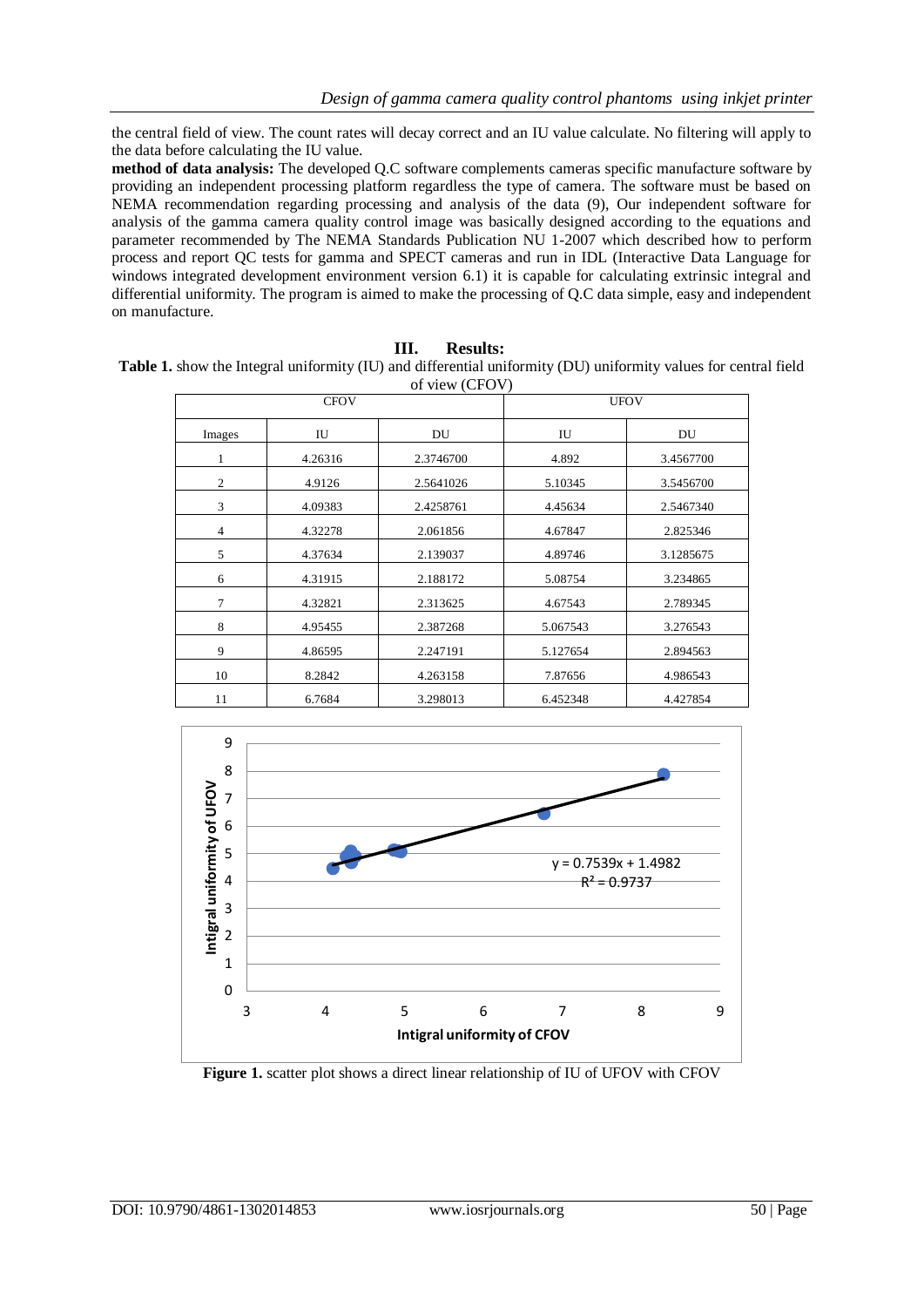the central field of view. The count rates will decay correct and an IU value calculate. No filtering will apply to the data before calculating the IU value.

**method of data analysis:** The developed Q.C software complements cameras specific manufacture software by providing an independent processing platform regardless the type of camera. The software must be based on NEMA recommendation regarding processing and analysis of the data (9), Our independent software for analysis of the gamma camera quality control image was basically designed according to the equations and parameter recommended by The NEMA Standards Publication NU 1-2007 which described how to perform process and report QC tests for gamma and SPECT cameras and run in IDL (Interactive Data Language for windows integrated development environment version 6.1) it is capable for calculating extrinsic integral and differential uniformity. The program is aimed to make the processing of Q.C data simple, easy and independent on manufacture.

## III. Results:

**Table 1.** show the Integral uniformity (IU) and differential uniformity (DU) uniformity values for central field of view (CFOV)

| | CFOV | | UFOV | |
|---|---|---|---|---|
| Images | IU | DU | IU | DU |
| 1 | 4.26316 | 2.3746700 | 4.892 | 3.4567700 |
| 2 | 4.9126 | 2.5641026 | 5.10345 | 3.5456700 |
| 3 | 4.09383 | 2.4258761 | 4.45634 | 2.5467340 |
| 4 | 4.32278 | 2.061856 | 4.67847 | 2.825346 |
| 5 | 4.37634 | 2.139037 | 4.89746 | 3.1285675 |
| 6 | 4.31915 | 2.188172 | 5.08754 | 3.234865 |
| 7 | 4.32821 | 2.313625 | 4.67543 | 2.789345 |
| 8 | 4.95455 | 2.387268 | 5.067543 | 3.276543 |
| 9 | 4.86595 | 2.247191 | 5.127654 | 2.894563 |
| 10 | 8.2842 | 4.263158 | 7.87656 | 4.986543 |
| 11 | 6.7684 | 3.298013 | 6.452348 | 4.427854 |

**Figure 1.** scatter plot shows a direct linear relationship of IU of UFOV with CFOV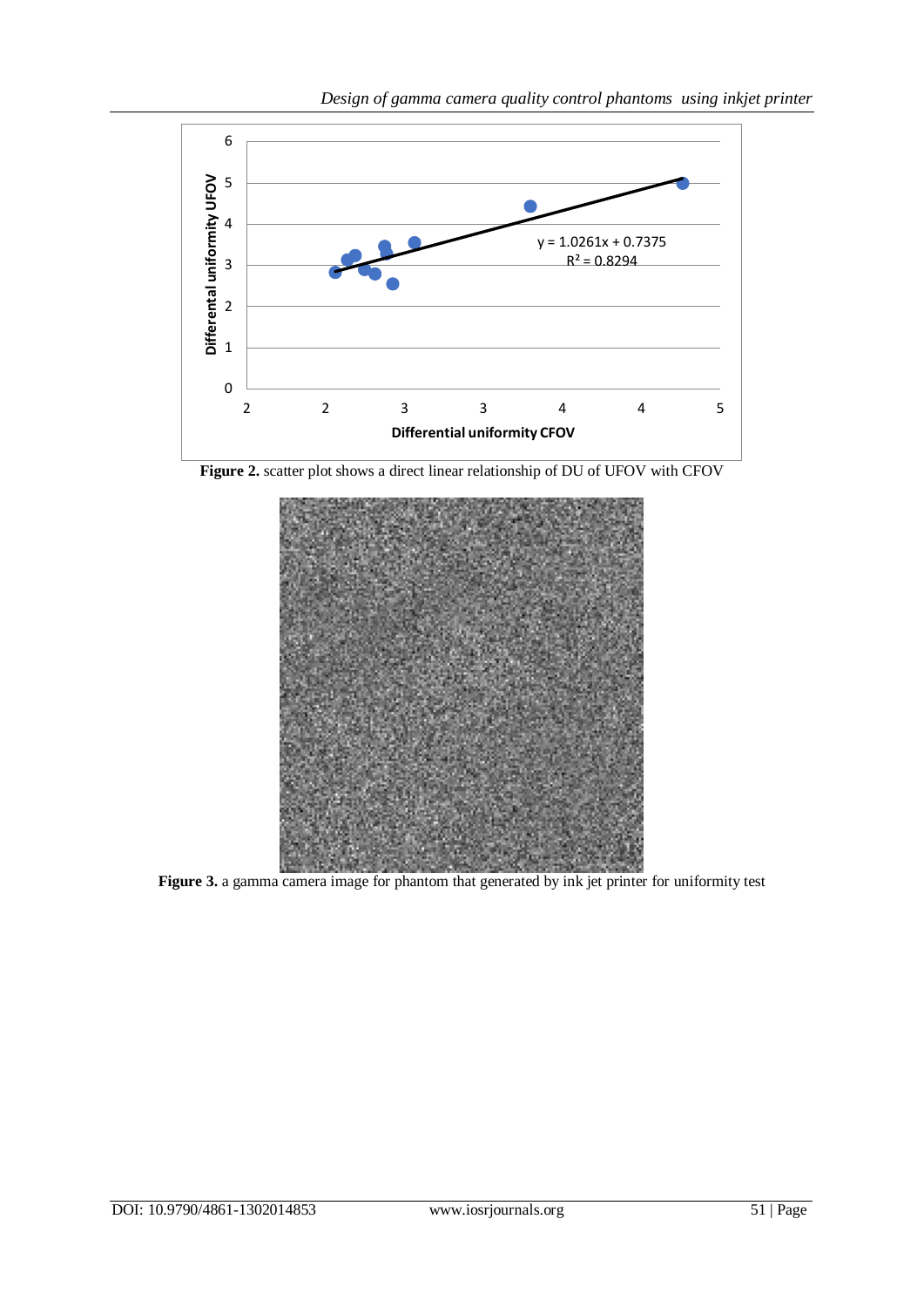Figure 2. scatter plot shows a direct linear relationship of DU of UFOV with CFOV

Figure 3. a gamma camera image for phantom that generated by ink jet printer for uniformity test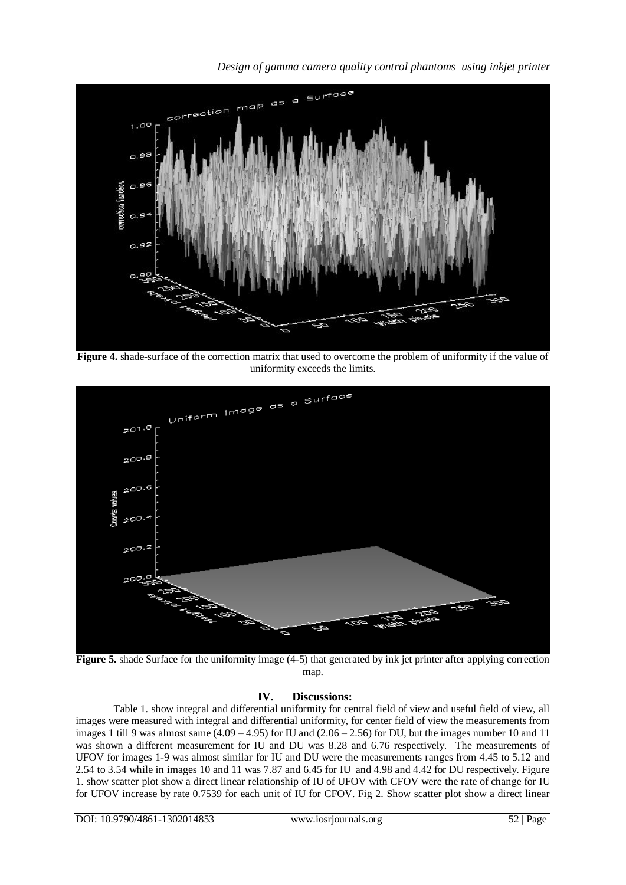**Figure 4.** shade-surface of the correction matrix that used to overcome the problem of uniformity if the value of uniformity exceeds the limits.

**Figure 5.** shade Surface for the uniformity image (4-5) that generated by ink jet printer after applying correction map.

## IV. Discussions:

Table 1. show integral and differential uniformity for central field of view and useful field of view, all images were measured with integral and differential uniformity, for center field of view the measurements from images 1 till 9 was almost same (4.09 – 4.95) for IU and (2.06 – 2.56) for DU, but the images number 10 and 11 was shown a different measurement for IU and DU was 8.28 and 6.76 respectively. The measurements of UFOV for images 1-9 was almost similar for IU and DU were the measurements ranges from 4.45 to 5.12 and 2.54 to 3.54 while in images 10 and 11 was 7.87 and 6.45 for IU and 4.98 and 4.42 for DU respectively. Figure 1. show scatter plot show a direct linear relationship of IU of UFOV with CFOV were the rate of change for IU for UFOV increase by rate 0.7539 for each unit of IU for CFOV. Fig 2. Show scatter plot show a direct linear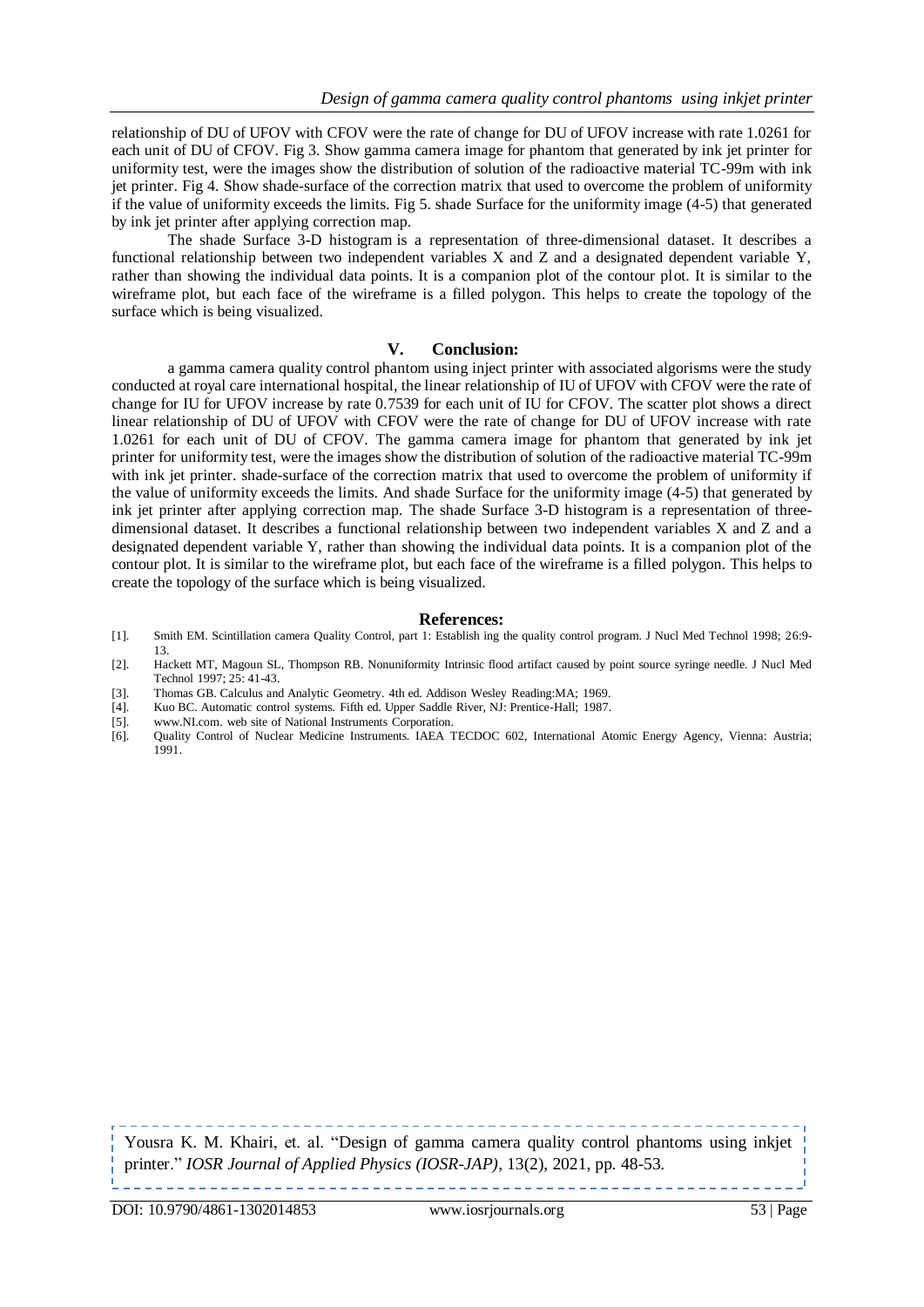relationship of DU of UFOV with CFOV were the rate of change for DU of UFOV increase with rate 1.0261 for each unit of DU of CFOV. Fig 3. Show gamma camera image for phantom that generated by ink jet printer for uniformity test, were the images show the distribution of solution of the radioactive material TC-99m with ink jet printer. Fig 4. Show shade-surface of the correction matrix that used to overcome the problem of uniformity if the value of uniformity exceeds the limits. Fig 5. shade Surface for the uniformity image (4-5) that generated by ink jet printer after applying correction map.

The shade Surface 3-D histogram is a representation of three-dimensional dataset. It describes a functional relationship between two independent variables X and Z and a designated dependent variable Y, rather than showing the individual data points. It is a companion plot of the contour plot. It is similar to the wireframe plot, but each face of the wireframe is a filled polygon. This helps to create the topology of the surface which is being visualized.

## V. Conclusion:

a gamma camera quality control phantom using inject printer with associated algorisms were the study conducted at royal care international hospital, the linear relationship of IU of UFOV with CFOV were the rate of change for IU for UFOV increase by rate 0.7539 for each unit of IU for CFOV. The scatter plot shows a direct linear relationship of DU of UFOV with CFOV were the rate of change for DU of UFOV increase with rate 1.0261 for each unit of DU of CFOV. The gamma camera image for phantom that generated by ink jet printer for uniformity test, were the images show the distribution of solution of the radioactive material TC-99m with ink jet printer. shade-surface of the correction matrix that used to overcome the problem of uniformity if the value of uniformity exceeds the limits. And shade Surface for the uniformity image (4-5) that generated by ink jet printer after applying correction map. The shade Surface 3-D histogram is a representation of three-dimensional dataset. It describes a functional relationship between two independent variables X and Z and a designated dependent variable Y, rather than showing the individual data points. It is a companion plot of the contour plot. It is similar to the wireframe plot, but each face of the wireframe is a filled polygon. This helps to create the topology of the surface which is being visualized.

## References:

[1]. Smith EM. Scintillation camera Quality Control, part 1: Establish ing the quality control program. J Nucl Med Technol 1998; 26:9-13.

[2]. Hackett MT, Magoun SL, Thompson RB. Nonuniformity Intrinsic flood artifact caused by point source syringe needle. J Nucl Med Technol 1997; 25: 41-43.

[3]. Thomas GB. Calculus and Analytic Geometry. 4th ed. Addison Wesley Reading:MA; 1969.

[4]. Kuo BC. Automatic control systems. Fifth ed. Upper Saddle River, NJ: Prentice-Hall; 1987.

[5]. www.NI.com. web site of National Instruments Corporation.

[6]. Quality Control of Nuclear Medicine Instruments. IAEA TECDOC 602, International Atomic Energy Agency, Vienna: Austria; 1991.

Yousra K. M. Khairi, et. al. "Design of gamma camera quality control phantoms using inkjet printer." *IOSR Journal of Applied Physics (IOSR-JAP)*, 13(2), 2021, pp. 48-53.

DOI: 10.9790/4861-1302014853